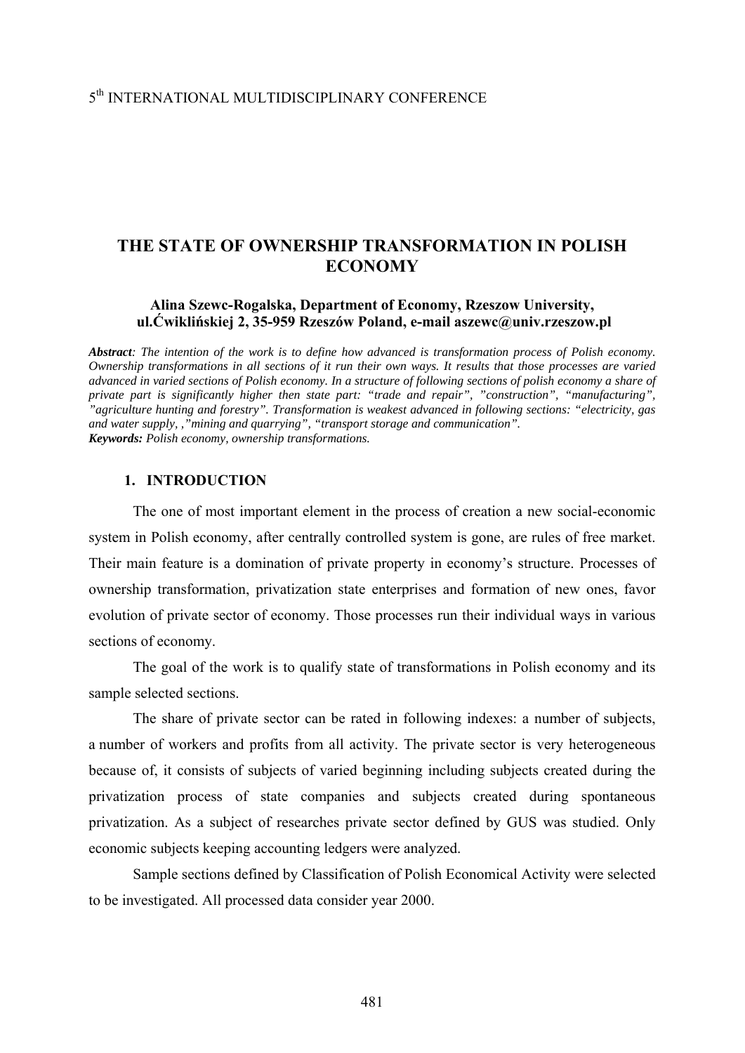5th INTERNATIONAL MULTIDISCIPLINARY CONFERENCE

# THE STATE OF OWNERSHIP TRANSFORMATION IN POLISH ECONOMY

**Alina Szewc-Rogalska, Department of Economy, Rzeszow University, ul.Ćwiklińskiej 2, 35-959 Rzeszów Poland, e-mail aszewc@univ.rzeszow.pl**

***Abstract**: The intention of the work is to define how advanced is transformation process of Polish economy. Ownership transformations in all sections of it run their own ways. It results that those processes are varied advanced in varied sections of Polish economy. In a structure of following sections of polish economy a share of private part is significantly higher then state part: "trade and repair", "construction", "manufacturing", "agriculture hunting and forestry". Transformation is weakest advanced in following sections: "electricity, gas and water supply, ,"mining and quarrying", "transport storage and communication".*
***Keywords:** Polish economy, ownership transformations.*

## 1. INTRODUCTION

The one of most important element in the process of creation a new social-economic system in Polish economy, after centrally controlled system is gone, are rules of free market. Their main feature is a domination of private property in economy's structure. Processes of ownership transformation, privatization state enterprises and formation of new ones, favor evolution of private sector of economy. Those processes run their individual ways in various sections of economy.

The goal of the work is to qualify state of transformations in Polish economy and its sample selected sections.

The share of private sector can be rated in following indexes: a number of subjects, a number of workers and profits from all activity. The private sector is very heterogeneous because of, it consists of subjects of varied beginning including subjects created during the privatization process of state companies and subjects created during spontaneous privatization. As a subject of researches private sector defined by GUS was studied. Only economic subjects keeping accounting ledgers were analyzed.

Sample sections defined by Classification of Polish Economical Activity were selected to be investigated. All processed data consider year 2000.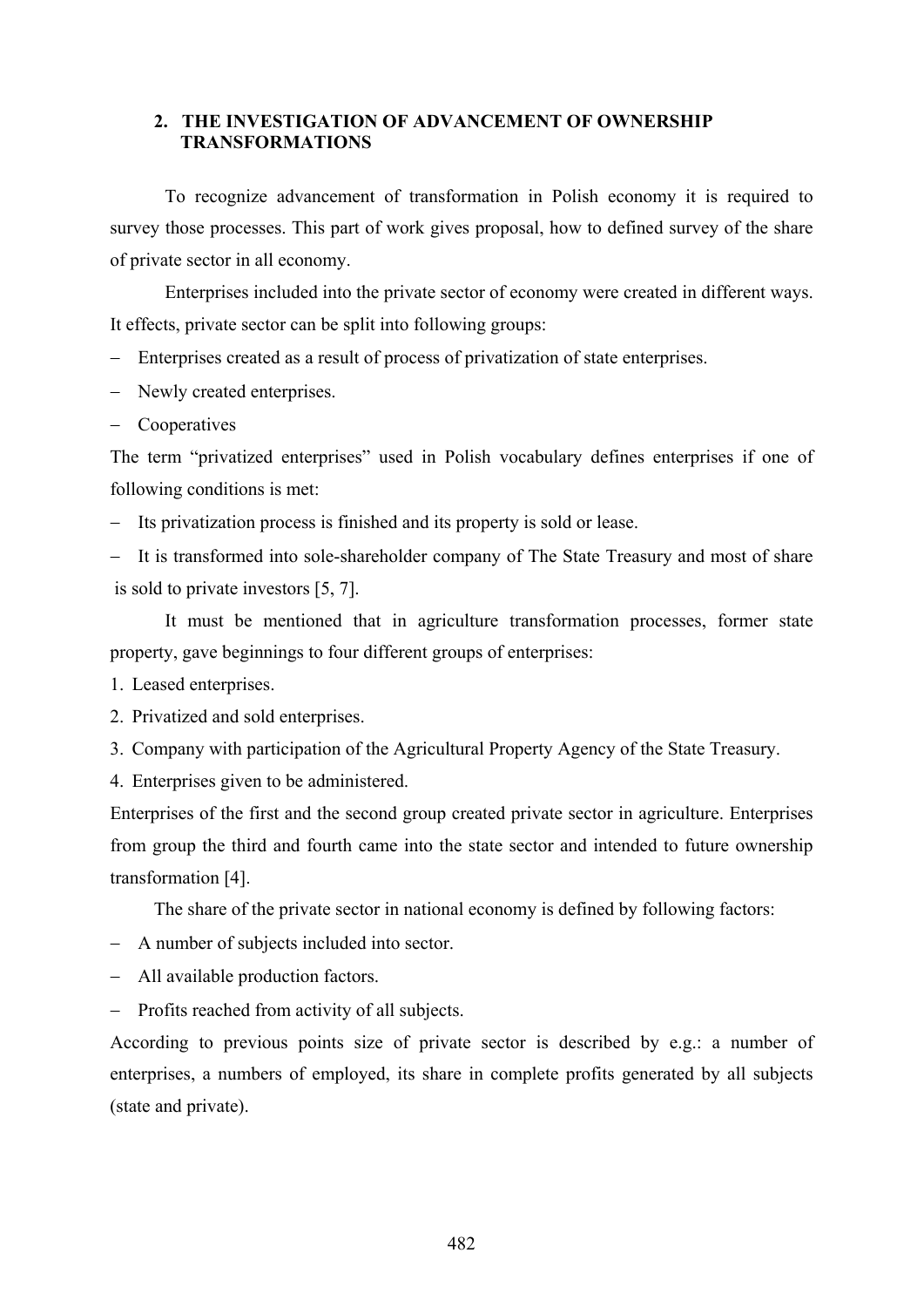## 2. THE INVESTIGATION OF ADVANCEMENT OF OWNERSHIP TRANSFORMATIONS

To recognize advancement of transformation in Polish economy it is required to survey those processes. This part of work gives proposal, how to defined survey of the share of private sector in all economy.

Enterprises included into the private sector of economy were created in different ways. It effects, private sector can be split into following groups:

- Enterprises created as a result of process of privatization of state enterprises.
- Newly created enterprises.
- Cooperatives

The term "privatized enterprises" used in Polish vocabulary defines enterprises if one of following conditions is met:

- Its privatization process is finished and its property is sold or lease.
- It is transformed into sole-shareholder company of The State Treasury and most of share is sold to private investors [5, 7].

It must be mentioned that in agriculture transformation processes, former state property, gave beginnings to four different groups of enterprises:

1. Leased enterprises.
2. Privatized and sold enterprises.
3. Company with participation of the Agricultural Property Agency of the State Treasury.
4. Enterprises given to be administered.

Enterprises of the first and the second group created private sector in agriculture. Enterprises from group the third and fourth came into the state sector and intended to future ownership transformation [4].

The share of the private sector in national economy is defined by following factors:

- A number of subjects included into sector.
- All available production factors.
- Profits reached from activity of all subjects.

According to previous points size of private sector is described by e.g.: a number of enterprises, a numbers of employed, its share in complete profits generated by all subjects (state and private).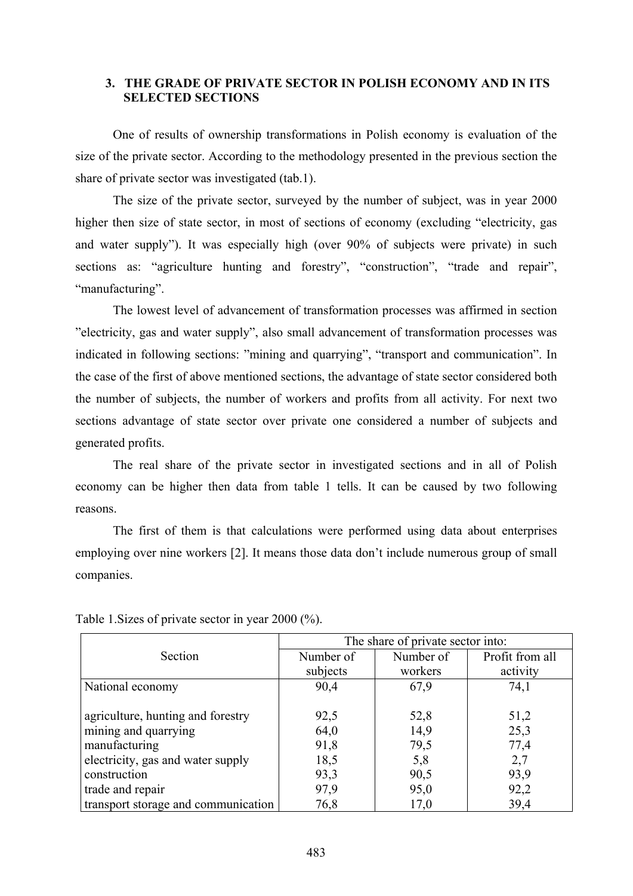## 3. THE GRADE OF PRIVATE SECTOR IN POLISH ECONOMY AND IN ITS SELECTED SECTIONS

One of results of ownership transformations in Polish economy is evaluation of the size of the private sector. According to the methodology presented in the previous section the share of private sector was investigated (tab.1).

The size of the private sector, surveyed by the number of subject, was in year 2000 higher then size of state sector, in most of sections of economy (excluding "electricity, gas and water supply"). It was especially high (over 90% of subjects were private) in such sections as: "agriculture hunting and forestry", "construction", "trade and repair", "manufacturing".

The lowest level of advancement of transformation processes was affirmed in section "electricity, gas and water supply", also small advancement of transformation processes was indicated in following sections: "mining and quarrying", "transport and communication". In the case of the first of above mentioned sections, the advantage of state sector considered both the number of subjects, the number of workers and profits from all activity. For next two sections advantage of state sector over private one considered a number of subjects and generated profits.

The real share of the private sector in investigated sections and in all of Polish economy can be higher then data from table 1 tells. It can be caused by two following reasons.

The first of them is that calculations were performed using data about enterprises employing over nine workers [2]. It means those data don't include numerous group of small companies.

Table 1.Sizes of private sector in year 2000 (%).

| Section | The share of private sector into: | | |
|---|---|---|---|
| | Number of subjects | Number of workers | Profit from all activity |
| National economy | 90,4 | 67,9 | 74,1 |
| agriculture, hunting and forestry | 92,5 | 52,8 | 51,2 |
| mining and quarrying | 64,0 | 14,9 | 25,3 |
| manufacturing | 91,8 | 79,5 | 77,4 |
| electricity, gas and water supply | 18,5 | 5,8 | 2,7 |
| construction | 93,3 | 90,5 | 93,9 |
| trade and repair | 97,9 | 95,0 | 92,2 |
| transport storage and communication | 76,8 | 17,0 | 39,4 |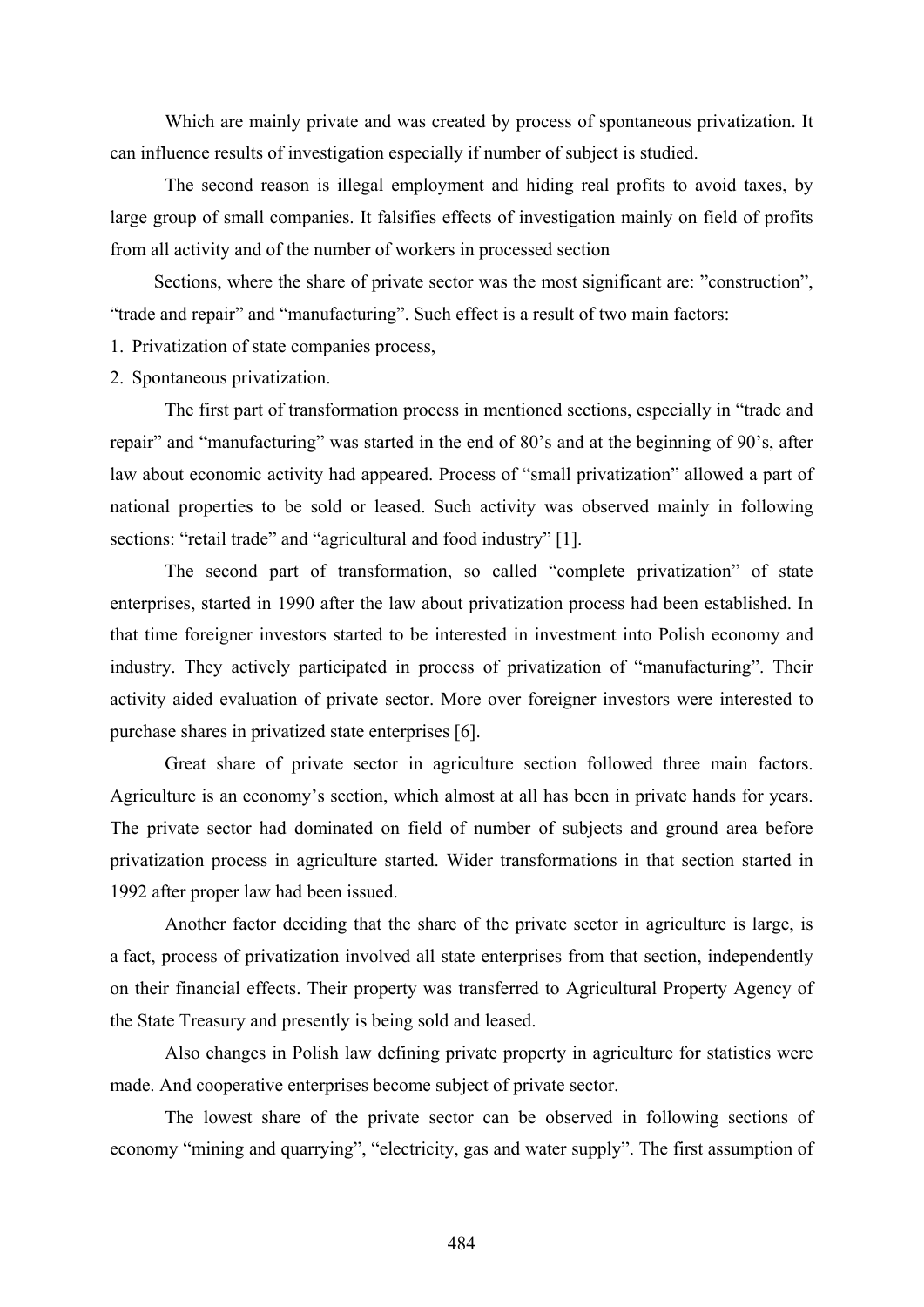Which are mainly private and was created by process of spontaneous privatization. It can influence results of investigation especially if number of subject is studied.

The second reason is illegal employment and hiding real profits to avoid taxes, by large group of small companies. It falsifies effects of investigation mainly on field of profits from all activity and of the number of workers in processed section

Sections, where the share of private sector was the most significant are: "construction", "trade and repair" and "manufacturing". Such effect is a result of two main factors:

1. Privatization of state companies process,
2. Spontaneous privatization.

The first part of transformation process in mentioned sections, especially in "trade and repair" and "manufacturing" was started in the end of 80's and at the beginning of 90's, after law about economic activity had appeared. Process of "small privatization" allowed a part of national properties to be sold or leased. Such activity was observed mainly in following sections: "retail trade" and "agricultural and food industry" [1].

The second part of transformation, so called "complete privatization" of state enterprises, started in 1990 after the law about privatization process had been established. In that time foreigner investors started to be interested in investment into Polish economy and industry. They actively participated in process of privatization of "manufacturing". Their activity aided evaluation of private sector. More over foreigner investors were interested to purchase shares in privatized state enterprises [6].

Great share of private sector in agriculture section followed three main factors. Agriculture is an economy's section, which almost at all has been in private hands for years. The private sector had dominated on field of number of subjects and ground area before privatization process in agriculture started. Wider transformations in that section started in 1992 after proper law had been issued.

Another factor deciding that the share of the private sector in agriculture is large, is a fact, process of privatization involved all state enterprises from that section, independently on their financial effects. Their property was transferred to Agricultural Property Agency of the State Treasury and presently is being sold and leased.

Also changes in Polish law defining private property in agriculture for statistics were made. And cooperative enterprises become subject of private sector.

The lowest share of the private sector can be observed in following sections of economy "mining and quarrying", "electricity, gas and water supply". The first assumption of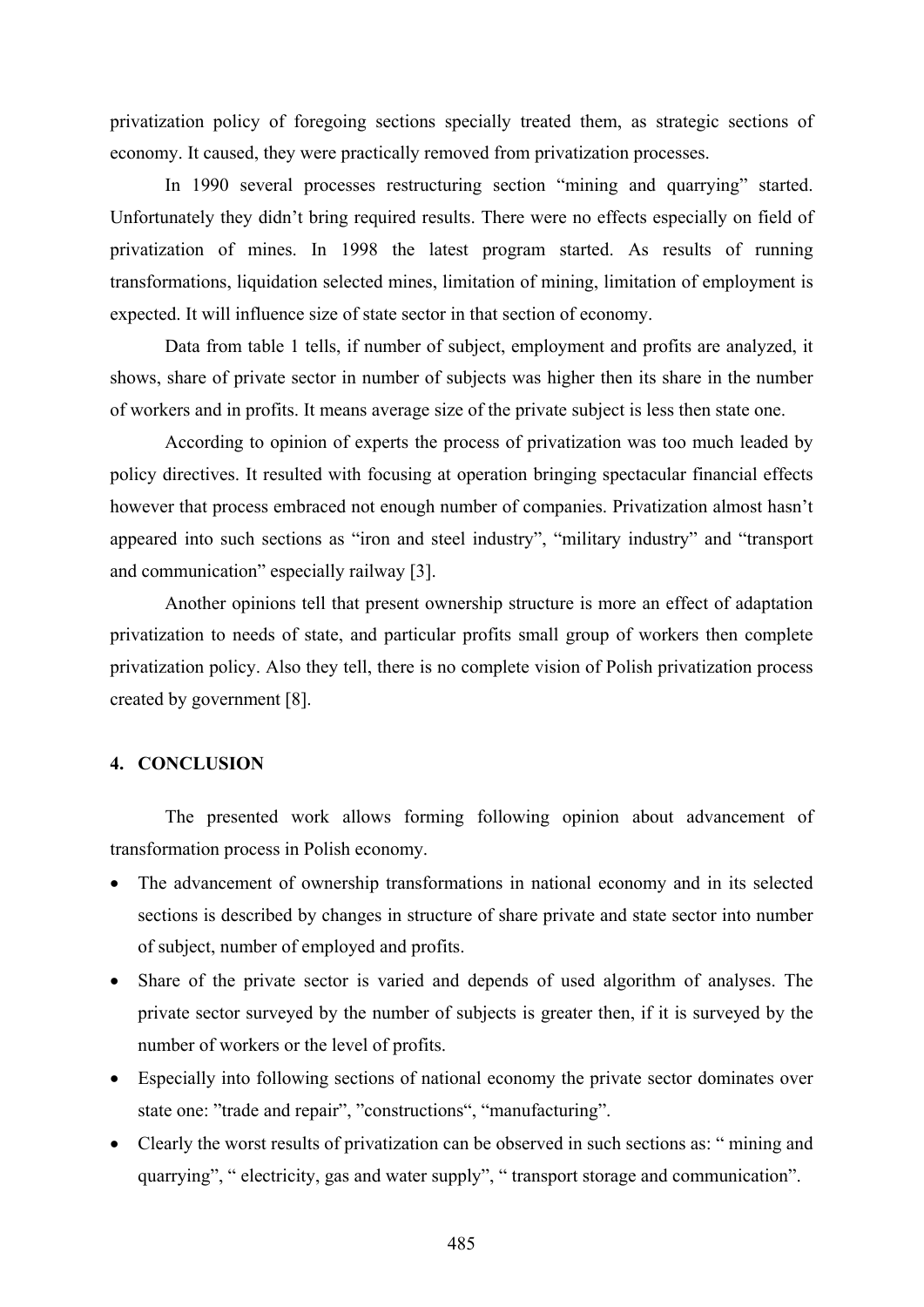privatization policy of foregoing sections specially treated them, as strategic sections of economy. It caused, they were practically removed from privatization processes.

In 1990 several processes restructuring section "mining and quarrying" started. Unfortunately they didn't bring required results. There were no effects especially on field of privatization of mines. In 1998 the latest program started. As results of running transformations, liquidation selected mines, limitation of mining, limitation of employment is expected. It will influence size of state sector in that section of economy.

Data from table 1 tells, if number of subject, employment and profits are analyzed, it shows, share of private sector in number of subjects was higher then its share in the number of workers and in profits. It means average size of the private subject is less then state one.

According to opinion of experts the process of privatization was too much leaded by policy directives. It resulted with focusing at operation bringing spectacular financial effects however that process embraced not enough number of companies. Privatization almost hasn't appeared into such sections as "iron and steel industry", "military industry" and "transport and communication" especially railway [3].

Another opinions tell that present ownership structure is more an effect of adaptation privatization to needs of state, and particular profits small group of workers then complete privatization policy. Also they tell, there is no complete vision of Polish privatization process created by government [8].

## 4. CONCLUSION

The presented work allows forming following opinion about advancement of transformation process in Polish economy.

- The advancement of ownership transformations in national economy and in its selected sections is described by changes in structure of share private and state sector into number of subject, number of employed and profits.
- Share of the private sector is varied and depends of used algorithm of analyses. The private sector surveyed by the number of subjects is greater then, if it is surveyed by the number of workers or the level of profits.
- Especially into following sections of national economy the private sector dominates over state one: "trade and repair", "constructions", "manufacturing".
- Clearly the worst results of privatization can be observed in such sections as: " mining and quarrying", " electricity, gas and water supply", " transport storage and communication".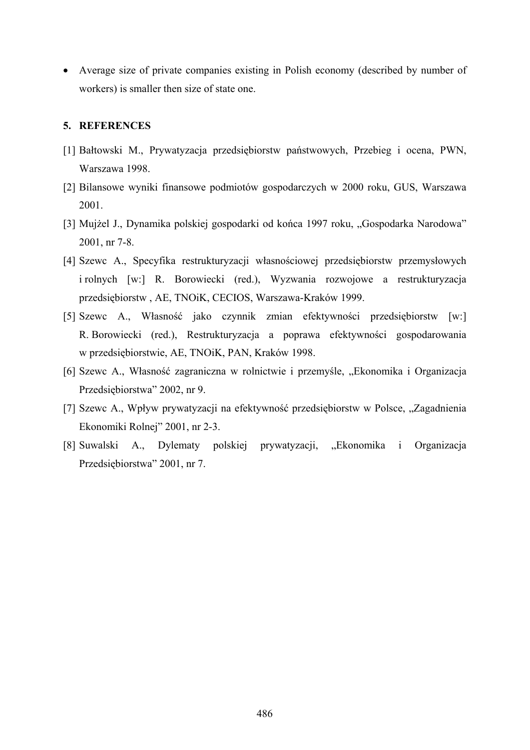- Average size of private companies existing in Polish economy (described by number of workers) is smaller then size of state one.

## 5. REFERENCES

[1] Bałtowski M., Prywatyzacja przedsiębiorstw państwowych, Przebieg i ocena, PWN, Warszawa 1998.

[2] Bilansowe wyniki finansowe podmiotów gospodarczych w 2000 roku, GUS, Warszawa 2001.

[3] Mujżel J., Dynamika polskiej gospodarki od końca 1997 roku, „Gospodarka Narodowa" 2001, nr 7-8.

[4] Szewc A., Specyfika restrukturyzacji własnościowej przedsiębiorstw przemysłowych i rolnych [w:] R. Borowiecki (red.), Wyzwania rozwojowe a restrukturyzacja przedsiębiorstw , AE, TNOiK, CECIOS, Warszawa-Kraków 1999.

[5] Szewc A., Własność jako czynnik zmian efektywności przedsiębiorstw [w:] R. Borowiecki (red.), Restrukturyzacja a poprawa efektywności gospodarowania w przedsiębiorstwie, AE, TNOiK, PAN, Kraków 1998.

[6] Szewc A., Własność zagraniczna w rolnictwie i przemyśle, „Ekonomika i Organizacja Przedsiębiorstwa" 2002, nr 9.

[7] Szewc A., Wpływ prywatyzacji na efektywność przedsiębiorstw w Polsce, „Zagadnienia Ekonomiki Rolnej" 2001, nr 2-3.

[8] Suwalski A., Dylematy polskiej prywatyzacji, „Ekonomika i Organizacja Przedsiębiorstwa" 2001, nr 7.